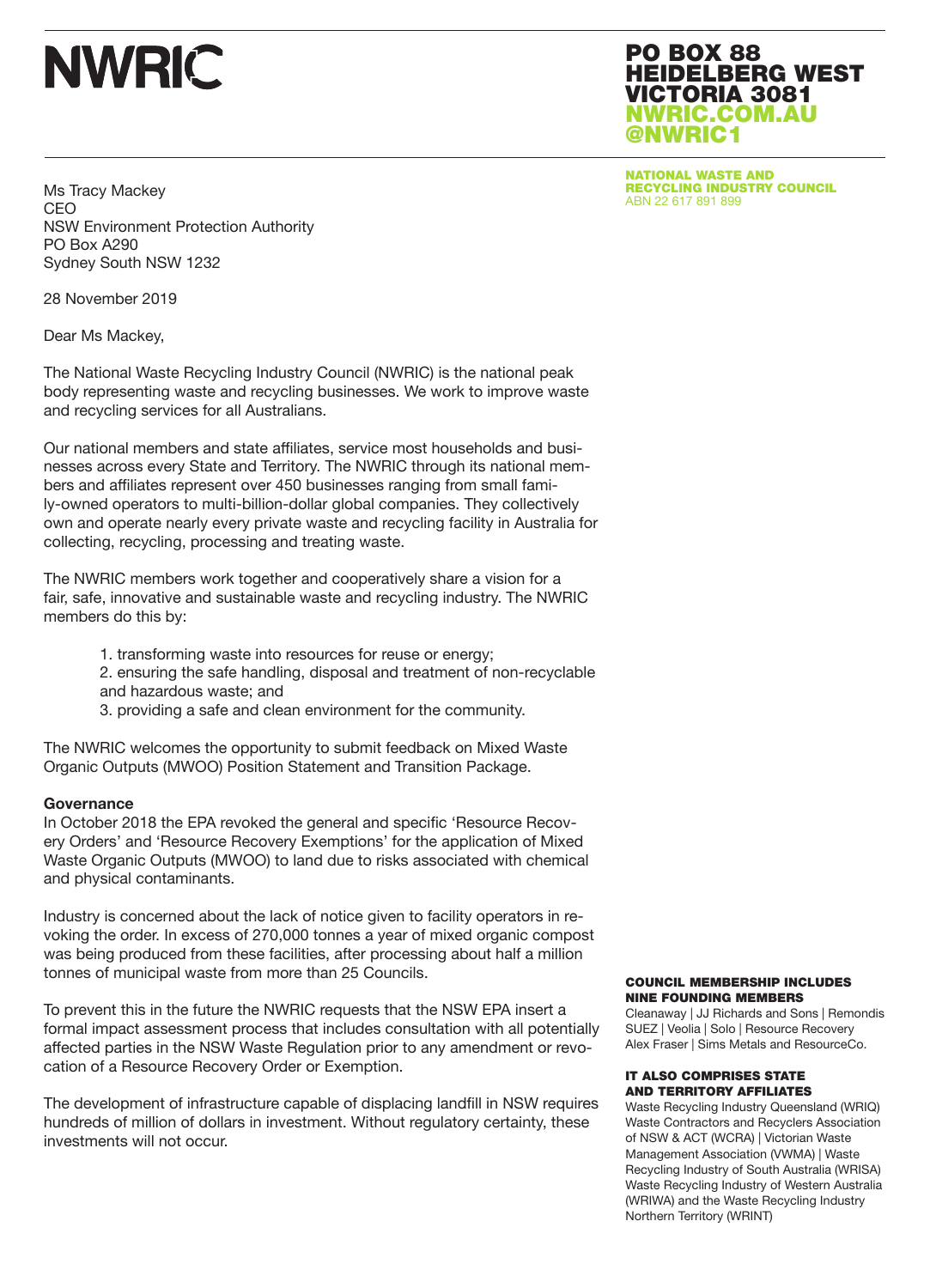# NWRIC

**PO BOX 88**
**HEIDELBERG WEST**
**VICTORIA 3081**
**NWRIC.COM.AU**
**@NWRIC1**

**NATIONAL WASTE AND RECYCLING INDUSTRY COUNCIL**
ABN 22 617 891 899

Ms Tracy Mackey
CEO
NSW Environment Protection Authority
PO Box A290
Sydney South NSW 1232

28 November 2019

Dear Ms Mackey,

The National Waste Recycling Industry Council (NWRIC) is the national peak body representing waste and recycling businesses. We work to improve waste and recycling services for all Australians.

Our national members and state affiliates, service most households and businesses across every State and Territory. The NWRIC through its national members and affiliates represent over 450 businesses ranging from small family-owned operators to multi-billion-dollar global companies. They collectively own and operate nearly every private waste and recycling facility in Australia for collecting, recycling, processing and treating waste.

The NWRIC members work together and cooperatively share a vision for a fair, safe, innovative and sustainable waste and recycling industry. The NWRIC members do this by:

1. transforming waste into resources for reuse or energy;
2. ensuring the safe handling, disposal and treatment of non-recyclable and hazardous waste; and
3. providing a safe and clean environment for the community.

The NWRIC welcomes the opportunity to submit feedback on Mixed Waste Organic Outputs (MWOO) Position Statement and Transition Package.

**Governance**

In October 2018 the EPA revoked the general and specific 'Resource Recovery Orders' and 'Resource Recovery Exemptions' for the application of Mixed Waste Organic Outputs (MWOO) to land due to risks associated with chemical and physical contaminants.

Industry is concerned about the lack of notice given to facility operators in revoking the order. In excess of 270,000 tonnes a year of mixed organic compost was being produced from these facilities, after processing about half a million tonnes of municipal waste from more than 25 Councils.

To prevent this in the future the NWRIC requests that the NSW EPA insert a formal impact assessment process that includes consultation with all potentially affected parties in the NSW Waste Regulation prior to any amendment or revocation of a Resource Recovery Order or Exemption.

The development of infrastructure capable of displacing landfill in NSW requires hundreds of million of dollars in investment. Without regulatory certainty, these investments will not occur.

**COUNCIL MEMBERSHIP INCLUDES NINE FOUNDING MEMBERS**

Cleanaway | JJ Richards and Sons | Remondis
SUEZ | Veolia | Solo | Resource Recovery
Alex Fraser | Sims Metals and ResourceCo.

**IT ALSO COMPRISES STATE AND TERRITORY AFFILIATES**

Waste Recycling Industry Queensland (WRIQ)
Waste Contractors and Recyclers Association of NSW & ACT (WCRA) | Victorian Waste Management Association (VWMA) | Waste Recycling Industry of South Australia (WRISA)
Waste Recycling Industry of Western Australia (WRIWA) and the Waste Recycling Industry Northern Territory (WRINT)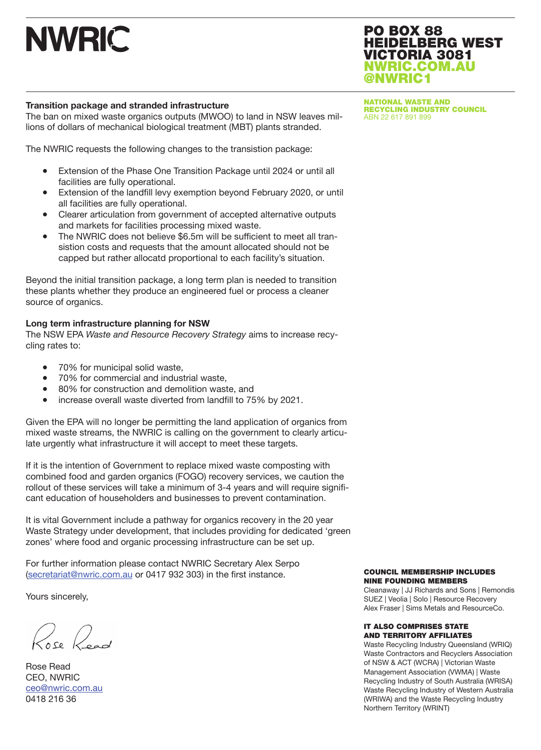NWRIC

**PO BOX 88**
**HEIDELBERG WEST**
**VICTORIA 3081**
**NWRIC.COM.AU**
**@NWRIC1**

**NATIONAL WASTE AND RECYCLING INDUSTRY COUNCIL**
ABN 22 617 891 899

**Transition package and stranded infrastructure**
The ban on mixed waste organics outputs (MWOO) to land in NSW leaves millions of dollars of mechanical biological treatment (MBT) plants stranded.

The NWRIC requests the following changes to the transistion package:

- Extension of the Phase One Transition Package until 2024 or until all facilities are fully operational.
- Extension of the landfill levy exemption beyond February 2020, or until all facilities are fully operational.
- Clearer articulation from government of accepted alternative outputs and markets for facilities processing mixed waste.
- The NWRIC does not believe $6.5m will be sufficient to meet all transistion costs and requests that the amount allocated should not be capped but rather allocatd proportional to each facility's situation.

Beyond the initial transition package, a long term plan is needed to transition these plants whether they produce an engineered fuel or process a cleaner source of organics.

**Long term infrastructure planning for NSW**
The NSW EPA *Waste and Resource Recovery Strategy* aims to increase recycling rates to:

- 70% for municipal solid waste,
- 70% for commercial and industrial waste,
- 80% for construction and demolition waste, and
- increase overall waste diverted from landfill to 75% by 2021.

Given the EPA will no longer be permitting the land application of organics from mixed waste streams, the NWRIC is calling on the government to clearly articulate urgently what infrastructure it will accept to meet these targets.

If it is the intention of Government to replace mixed waste composting with combined food and garden organics (FOGO) recovery services, we caution the rollout of these services will take a minimum of 3-4 years and will require significant education of householders and businesses to prevent contamination.

It is vital Government include a pathway for organics recovery in the 20 year Waste Strategy under development, that includes providing for dedicated 'green zones' where food and organic processing infrastructure can be set up.

For further information please contact NWRIC Secretary Alex Serpo (secretariat@nwric.com.au or 0417 932 303) in the first instance.

Yours sincerely,

Rose Read

Rose Read
CEO, NWRIC
ceo@nwric.com.au
0418 216 36

**COUNCIL MEMBERSHIP INCLUDES NINE FOUNDING MEMBERS**
Cleanaway | JJ Richards and Sons | Remondis
SUEZ | Veolia | Solo | Resource Recovery
Alex Fraser | Sims Metals and ResourceCo.

**IT ALSO COMPRISES STATE AND TERRITORY AFFILIATES**
Waste Recycling Industry Queensland (WRIQ)
Waste Contractors and Recyclers Association of NSW & ACT (WCRA) | Victorian Waste Management Association (VWMA) | Waste Recycling Industry of South Australia (WRISA)
Waste Recycling Industry of Western Australia (WRIWA) and the Waste Recycling Industry Northern Territory (WRINT)